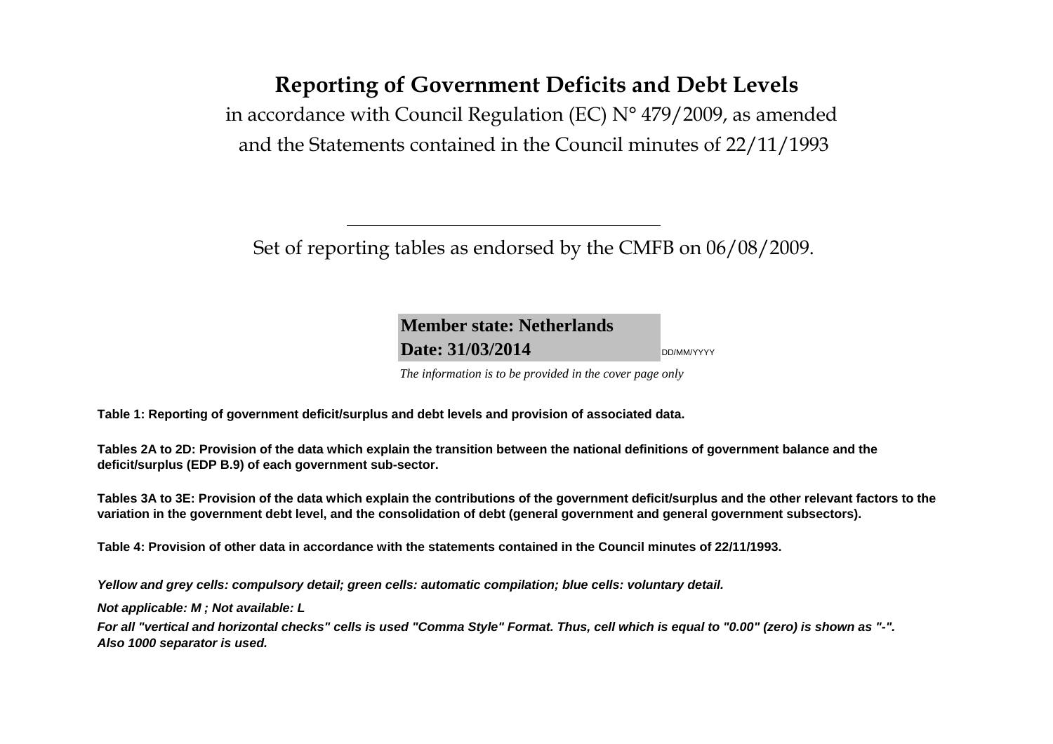# Reporting of Government Deficits and Debt Levels

in accordance with Council Regulation (EC) N° 479/2009, as amended

and the Statements contained in the Council minutes of 22/11/1993

---

Set of reporting tables as endorsed by the CMFB on 06/08/2009.

**Member state: Netherlands**

**Date: 31/03/2014** DD/MM/YYYY

*The information is to be provided in the cover page only*

**Table 1: Reporting of government deficit/surplus and debt levels and provision of associated data.**

**Tables 2A to 2D: Provision of the data which explain the transition between the national definitions of government balance and the deficit/surplus (EDP B.9) of each government sub-sector.**

**Tables 3A to 3E: Provision of the data which explain the contributions of the government deficit/surplus and the other relevant factors to the variation in the government debt level, and the consolidation of debt (general government and general government subsectors).**

**Table 4: Provision of other data in accordance with the statements contained in the Council minutes of 22/11/1993.**

***Yellow and grey cells: compulsory detail; green cells: automatic compilation; blue cells: voluntary detail.***

***Not applicable: M ; Not available: L***

***For all "vertical and horizontal checks" cells is used "Comma Style" Format. Thus, cell which is equal to "0.00" (zero) is shown as "-". Also 1000 separator is used.***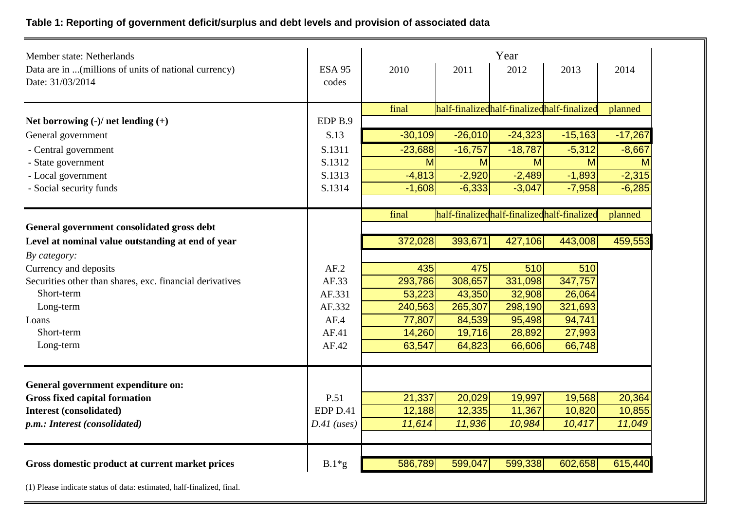**Table 1: Reporting of government deficit/surplus and debt levels and provision of associated data**

| Member state: Netherlands<br>Data are in ...(millions of units of national currency)<br>Date: 31/03/2014 | ESA 95 codes | 2010 | 2011 | 2012 | 2013 | 2014 |
|---|---|---|---|---|---|---|
| | | final | half-finalized | half-finalized | half-finalized | planned |
| **Net borrowing (-)/ net lending (+)** | EDP B.9 | | | | | |
| General government | S.13 | -30,109 | -26,010 | -24,323 | -15,163 | -17,267 |
| - Central government | S.1311 | -23,688 | -16,757 | -18,787 | -5,312 | -8,667 |
| - State government | S.1312 | M | M | M | M | M |
| - Local government | S.1313 | -4,813 | -2,920 | -2,489 | -1,893 | -2,315 |
| - Social security funds | S.1314 | -1,608 | -6,333 | -3,047 | -7,958 | -6,285 |
| | | final | half-finalized | half-finalized | half-finalized | planned |
| **General government consolidated gross debt** | | | | | | |
| **Level at nominal value outstanding at end of year** | | 372,028 | 393,671 | 427,106 | 443,008 | 459,553 |
| *By category:* | | | | | | |
| Currency and deposits | AF.2 | 435 | 475 | 510 | 510 | |
| Securities other than shares, exc. financial derivatives | AF.33 | 293,786 | 308,657 | 331,098 | 347,757 | |
| Short-term | AF.331 | 53,223 | 43,350 | 32,908 | 26,064 | |
| Long-term | AF.332 | 240,563 | 265,307 | 298,190 | 321,693 | |
| Loans | AF.4 | 77,807 | 84,539 | 95,498 | 94,741 | |
| Short-term | AF.41 | 14,260 | 19,716 | 28,892 | 27,993 | |
| Long-term | AF.42 | 63,547 | 64,823 | 66,606 | 66,748 | |
| **General government expenditure on:** | | | | | | |
| **Gross fixed capital formation** | P.51 | 21,337 | 20,029 | 19,997 | 19,568 | 20,364 |
| **Interest (consolidated)** | EDP D.41 | 12,188 | 12,335 | 11,367 | 10,820 | 10,855 |
| ***p.m.: Interest (consolidated)*** | *D.41 (uses)* | *11,614* | *11,936* | *10,984* | *10,417* | *11,049* |
| **Gross domestic product at current market prices** | B.1*g | 586,789 | 599,047 | 599,338 | 602,658 | 615,440 |

(1) Please indicate status of data: estimated, half-finalized, final.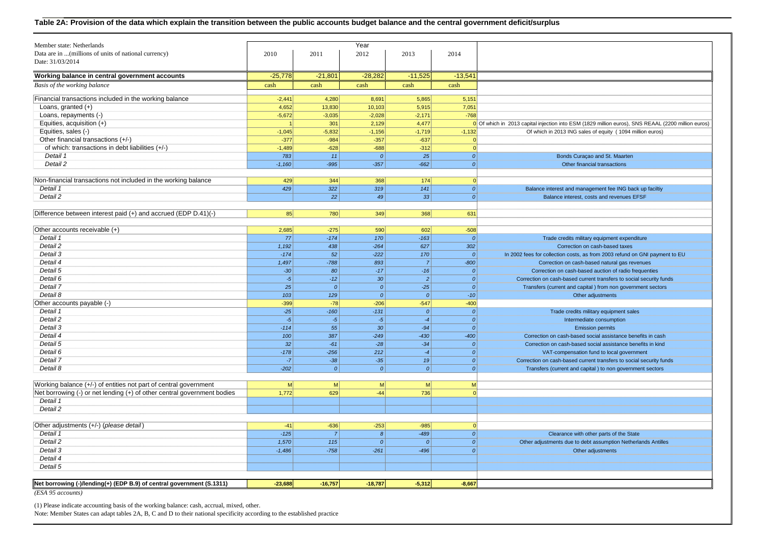## Table 2A: Provision of the data which explain the transition between the public accounts budget balance and the central government deficit/surplus

| Member state: Netherlands<br>Data are in ...(millions of units of national currency)<br>Date: 31/03/2014 | 2010 | 2011 | 2012 | 2013 | 2014 | |
|---|---|---|---|---|---|---|
| **Working balance in central government accounts** | -25,778 | -21,801 | -28,282 | -11,525 | -13,541 | |
| *Basis of the working balance* | cash | cash | cash | cash | cash | |
| Financial transactions included in the working balance | -2,441 | 4,280 | 8,691 | 5,865 | 5,151 | |
| Loans, granted (+) | 4,652 | 13,830 | 10,103 | 5,915 | 7,051 | |
| Loans, repayments (-) | -5,672 | -3,035 | -2,028 | -2,171 | -768 | |
| Equities, acquisition (+) | 1 | 301 | 2,129 | 4,477 | 0 | Of which in 2013 capital injection into ESM (1829 million euros), SNS REAAL (2200 million euros) |
| Equities, sales (-) | -1,045 | -5,832 | -1,156 | -1,719 | -1,132 | Of which in 2013 ING sales of equity (1094 million euros) |
| Other financial transactions (+/-) | -377 | -984 | -357 | -637 | 0 | |
| of which: transactions in debt liabilities (+/-) | -1,489 | -628 | -688 | -312 | 0 | |
| *Detail 1* | *783* | *11* | *0* | *25* | *0* | Bonds Curaçao and St. Maarten |
| *Detail 2* | *-1,160* | *-995* | *-357* | *-662* | *0* | Other financial transactions |
| Non-financial transactions not included in the working balance | 429 | 344 | 368 | 174 | 0 | |
| *Detail 1* | *429* | *322* | *319* | *141* | *0* | Balance interest and management fee ING back up faciltiy |
| *Detail 2* | | *22* | *49* | *33* | *0* | Balance interest, costs and revenues EFSF |
| Difference between interest paid (+) and accrued (EDP D.41)(-) | 85 | 780 | 349 | 368 | 631 | |
| Other accounts receivable (+) | 2,685 | -275 | 590 | 602 | -508 | |
| *Detail 1* | *77* | *-174* | *170* | *-163* | *0* | Trade credits military equipment expenditure |
| *Detail 2* | *1,192* | *438* | *-264* | *627* | *302* | Correction on cash-based taxes |
| *Detail 3* | *-174* | *52* | *-222* | *170* | *0* | In 2002 fees for collection costs, as from 2003 refund on GNI payment to EU |
| *Detail 4* | *1,497* | *-788* | *893* | *7* | *-800* | Correction on cash-based natural gas revenues |
| *Detail 5* | *-30* | *80* | *-17* | *-16* | *0* | Correction on cash-based auction of radio frequenties |
| *Detail 6* | *-5* | *-12* | *30* | *2* | *0* | Correction on cash-based current transfers to social security funds |
| *Detail 7* | *25* | *0* | *0* | *-25* | *0* | Transfers (current and capital ) from non government sectors |
| *Detail 8* | *103* | *129* | *0* | *0* | *-10* | Other adjustments |
| Other accounts payable (-) | -399 | -78 | -206 | -547 | -400 | |
| *Detail 1* | *-25* | *-160* | *-131* | *0* | *0* | Trade credits military equipment sales |
| *Detail 2* | *-5* | *-5* | *-5* | *-4* | *0* | Intermediate consumption |
| *Detail 3* | *-114* | *55* | *30* | *-94* | *0* | Emission permits |
| *Detail 4* | *100* | *387* | *-249* | *-430* | *-400* | Correction on cash-based social assistance benefits in cash |
| *Detail 5* | *32* | *-61* | *-28* | *-34* | *0* | Correction on cash-based social assistance benefits in kind |
| *Detail 6* | *-178* | *-256* | *212* | *-4* | *0* | VAT-compensation fund to local government |
| *Detail 7* | *-7* | *-38* | *-35* | *19* | *0* | Correction on cash-based current transfers to social security funds |
| *Detail 8* | *-202* | *0* | *0* | *0* | *0* | Transfers (current and capital ) to non government sectors |
| Working balance (+/-) of entities not part of central government | M | M | M | M | M | |
| Net borrowing (-) or net lending (+) of other central government bodies | 1,772 | 629 | -44 | 736 | 0 | |
| *Detail 1* | | | | | | |
| *Detail 2* | | | | | | |
| Other adjustments (+/-) (*please detail*) | -41 | -636 | -253 | -985 | 0 | |
| *Detail 1* | *-125* | *7* | *8* | *-489* | *0* | Clearance with other parts of the State |
| *Detail 2* | *1,570* | *115* | *0* | *0* | *0* | Other adjustments due to debt assumption Netherlands Antilles |
| *Detail 3* | *-1,486* | *-758* | *-261* | *-496* | *0* | Other adjustments |
| *Detail 4* | | | | | | |
| *Detail 5* | | | | | | |
| **Net borrowing (-)/lending(+) (EDP B.9) of central government (S.1311)** | **-23,688** | **-16,757** | **-18,787** | **-5,312** | **-8,667** | |

*(ESA 95 accounts)*

(1) Please indicate accounting basis of the working balance: cash, accrual, mixed, other.

Note: Member States can adapt tables 2A, B, C and D to their national specificity according to the established practice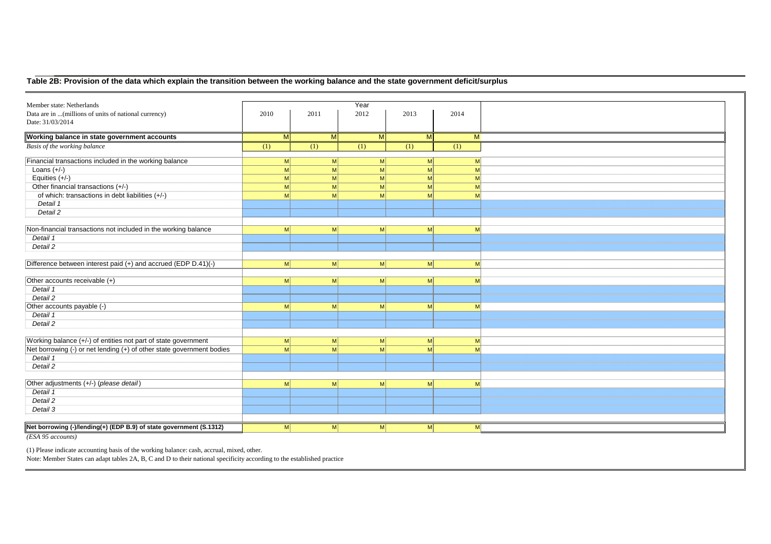## Table 2B: Provision of the data which explain the transition between the working balance and the state government deficit/surplus

| Member state: Netherlands<br>Data are in ...(millions of units of national currency)<br>Date: 31/03/2014 | Year<br>2010 | <br>2011 | <br>2012 | <br>2013 | <br>2014 | |
|---|---|---|---|---|---|---|
| **Working balance in state government accounts** | M | M | M | M | M | |
| *Basis of the working balance* | (1) | (1) | (1) | (1) | (1) | |
| | | | | | | |
| Financial transactions included in the working balance | M | M | M | M | M | |
| Loans (+/-) | M | M | M | M | M | |
| Equities (+/-) | M | M | M | M | M | |
| Other financial transactions (+/-) | M | M | M | M | M | |
| of which: transactions in debt liabilities (+/-) | M | M | M | M | M | |
| *Detail 1* | | | | | | |
| *Detail 2* | | | | | | |
| | | | | | | |
| Non-financial transactions not included in the working balance | M | M | M | M | M | |
| *Detail 1* | | | | | | |
| *Detail 2* | | | | | | |
| | | | | | | |
| Difference between interest paid (+) and accrued (EDP D.41)(-) | M | M | M | M | M | |
| | | | | | | |
| Other accounts receivable (+) | M | M | M | M | M | |
| *Detail 1* | | | | | | |
| *Detail 2* | | | | | | |
| Other accounts payable (-) | M | M | M | M | M | |
| *Detail 1* | | | | | | |
| *Detail 2* | | | | | | |
| | | | | | | |
| Working balance (+/-) of entities not part of state government | M | M | M | M | M | |
| Net borrowing (-) or net lending (+) of other state government bodies | M | M | M | M | M | |
| *Detail 1* | | | | | | |
| *Detail 2* | | | | | | |
| | | | | | | |
| Other adjustments (+/-) (*please detail*) | M | M | M | M | M | |
| *Detail 1* | | | | | | |
| *Detail 2* | | | | | | |
| *Detail 3* | | | | | | |
| | | | | | | |
| **Net borrowing (-)/lending(+) (EDP B.9) of state government (S.1312)** | M | M | M | M | M | |

*(ESA 95 accounts)*

(1) Please indicate accounting basis of the working balance: cash, accrual, mixed, other.

Note: Member States can adapt tables 2A, B, C and D to their national specificity according to the established practice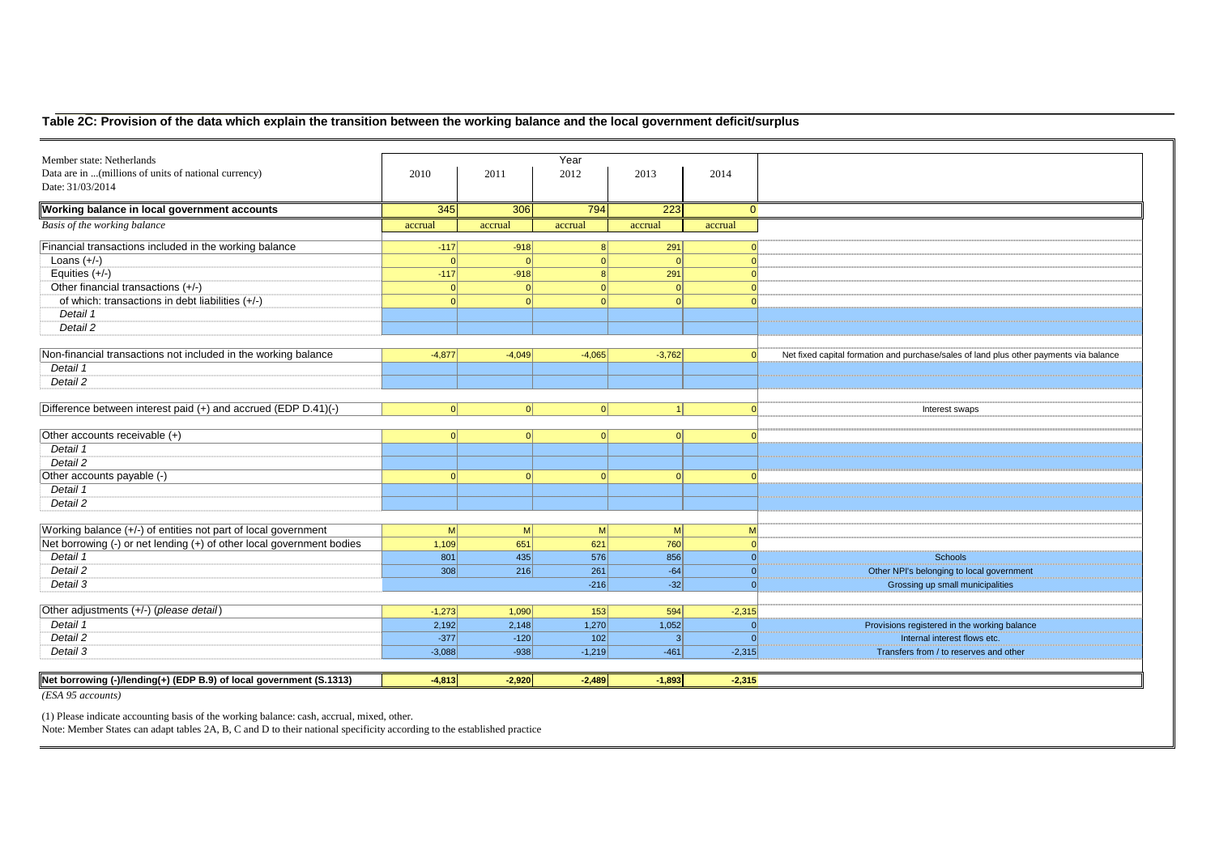## Table 2C: Provision of the data which explain the transition between the working balance and the local government deficit/surplus

| Member state: Netherlands<br>Data are in ...(millions of units of national currency)<br>Date: 31/03/2014 | 2010 | 2011 | 2012 | 2013 | 2014 | |
|---|---|---|---|---|---|---|
| **Working balance in local government accounts** | 345 | 306 | 794 | 223 | 0 | |
| *Basis of the working balance* | accrual | accrual | accrual | accrual | accrual | |
| Financial transactions included in the working balance | -117 | -918 | 8 | 291 | 0 | |
| Loans (+/-) | 0 | 0 | 0 | 0 | 0 | |
| Equities (+/-) | -117 | -918 | 8 | 291 | 0 | |
| Other financial transactions (+/-) | 0 | 0 | 0 | 0 | 0 | |
| of which: transactions in debt liabilities (+/-) | 0 | 0 | 0 | 0 | 0 | |
| *Detail 1* | | | | | | |
| *Detail 2* | | | | | | |
| Non-financial transactions not included in the working balance | -4,877 | -4,049 | -4,065 | -3,762 | 0 | Net fixed capital formation and purchase/sales of land plus other payments via balance |
| *Detail 1* | | | | | | |
| *Detail 2* | | | | | | |
| Difference between interest paid (+) and accrued (EDP D.41)(-) | 0 | 0 | 0 | 1 | 0 | Interest swaps |
| Other accounts receivable (+) | 0 | 0 | 0 | 0 | 0 | |
| *Detail 1* | | | | | | |
| *Detail 2* | | | | | | |
| Other accounts payable (-) | 0 | 0 | 0 | 0 | 0 | |
| *Detail 1* | | | | | | |
| *Detail 2* | | | | | | |
| Working balance (+/-) of entities not part of local government | M | M | M | M | M | |
| Net borrowing (-) or net lending (+) of other local government bodies | 1,109 | 651 | 621 | 760 | 0 | |
| *Detail 1* | 801 | 435 | 576 | 856 | 0 | Schools |
| *Detail 2* | 308 | 216 | 261 | -64 | 0 | Other NPI's belonging to local government |
| *Detail 3* | | | -216 | -32 | 0 | Grossing up small municipalities |
| Other adjustments (+/-) (*please detail*) | -1,273 | 1,090 | 153 | 594 | -2,315 | |
| *Detail 1* | 2,192 | 2,148 | 1,270 | 1,052 | 0 | Provisions registered in the working balance |
| *Detail 2* | -377 | -120 | 102 | 3 | 0 | Internal interest flows etc. |
| *Detail 3* | -3,088 | -938 | -1,219 | -461 | -2,315 | Transfers from / to reserves and other |
| **Net borrowing (-)/lending(+) (EDP B.9) of local government (S.1313)** | **-4,813** | **-2,920** | **-2,489** | **-1,893** | **-2,315** | |

*(ESA 95 accounts)*

(1) Please indicate accounting basis of the working balance: cash, accrual, mixed, other.
Note: Member States can adapt tables 2A, B, C and D to their national specificity according to the established practice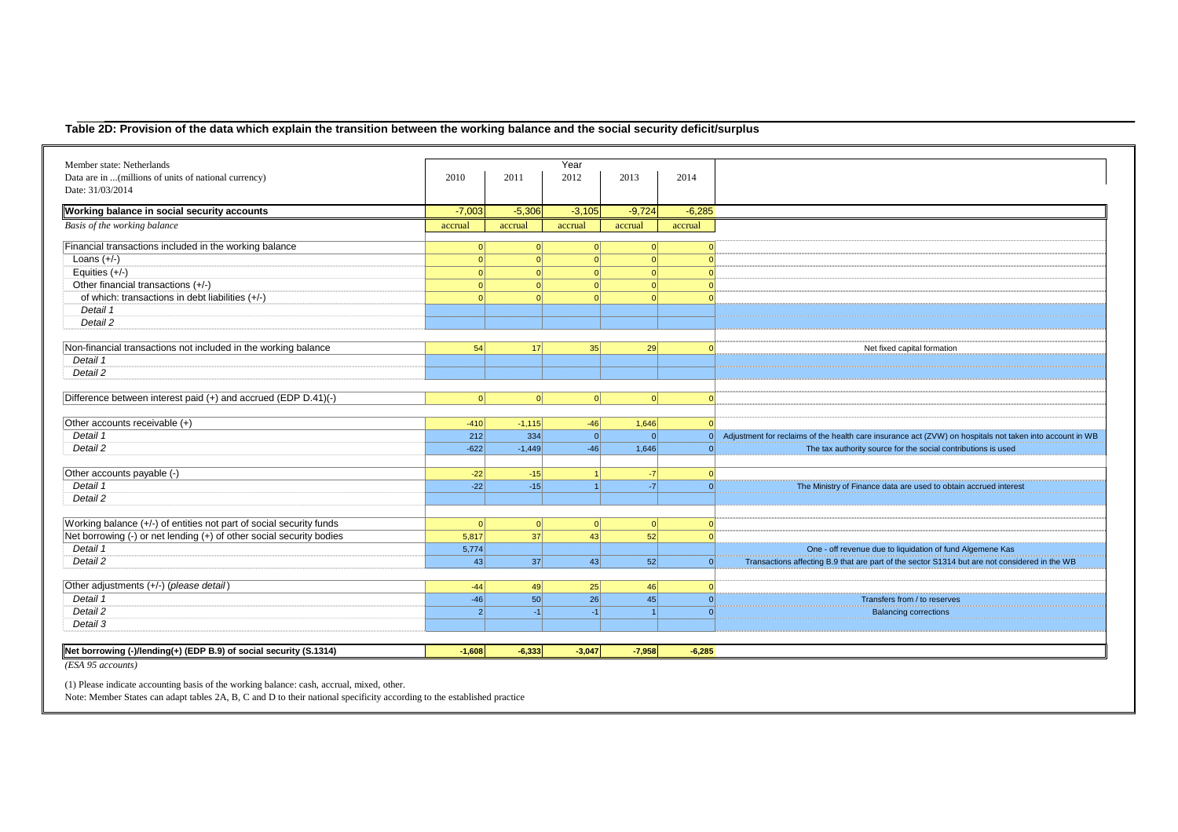## Table 2D: Provision of the data which explain the transition between the working balance and the social security deficit/surplus

| Member state: Netherlands<br>Data are in ...(millions of units of national currency)<br>Date: 31/03/2014 | 2010 | 2011 | Year<br>2012 | 2013 | 2014 | |
|---|---|---|---|---|---|---|
| **Working balance in social security accounts** | -7,003 | -5,306 | -3,105 | -9,724 | -6,285 | |
| *Basis of the working balance* | accrual | accrual | accrual | accrual | accrual | |
| Financial transactions included in the working balance | 0 | 0 | 0 | 0 | 0 | |
| Loans (+/-) | 0 | 0 | 0 | 0 | 0 | |
| Equities (+/-) | 0 | 0 | 0 | 0 | 0 | |
| Other financial transactions (+/-) | 0 | 0 | 0 | 0 | 0 | |
| of which: transactions in debt liabilities (+/-) | 0 | 0 | 0 | 0 | 0 | |
| *Detail 1* | | | | | | |
| *Detail 2* | | | | | | |
| Non-financial transactions not included in the working balance | 54 | 17 | 35 | 29 | 0 | Net fixed capital formation |
| *Detail 1* | | | | | | |
| *Detail 2* | | | | | | |
| Difference between interest paid (+) and accrued (EDP D.41)(-) | 0 | 0 | 0 | 0 | 0 | |
| Other accounts receivable (+) | -410 | -1,115 | -46 | 1,646 | 0 | |
| *Detail 1* | 212 | 334 | 0 | 0 | 0 | Adjustment for reclaims of the health care insurance act (ZVW) on hospitals not taken into account in WB |
| *Detail 2* | -622 | -1,449 | -46 | 1,646 | 0 | The tax authority source for the social contributions is used |
| Other accounts payable (-) | -22 | -15 | 1 | -7 | 0 | |
| *Detail 1* | -22 | -15 | 1 | -7 | 0 | The Ministry of Finance data are used to obtain accrued interest |
| *Detail 2* | | | | | | |
| Working balance (+/-) of entities not part of social security funds | 0 | 0 | 0 | 0 | 0 | |
| Net borrowing (-) or net lending (+) of other social security bodies | 5,817 | 37 | 43 | 52 | 0 | |
| *Detail 1* | 5,774 | | | | | One - off revenue due to liquidation of fund Algemene Kas |
| *Detail 2* | 43 | 37 | 43 | 52 | 0 | Transactions affecting B.9 that are part of the sector S1314 but are not considered in the WB |
| Other adjustments (+/-) (*please detail*) | -44 | 49 | 25 | 46 | 0 | |
| *Detail 1* | -46 | 50 | 26 | 45 | 0 | Transfers from / to reserves |
| *Detail 2* | 2 | -1 | -1 | 1 | 0 | Balancing corrections |
| *Detail 3* | | | | | | |
| **Net borrowing (-)/lending(+) (EDP B.9) of social security (S.1314)** | **-1,608** | **-6,333** | **-3,047** | **-7,958** | **-6,285** | |

*(ESA 95 accounts)*

(1) Please indicate accounting basis of the working balance: cash, accrual, mixed, other.

Note: Member States can adapt tables 2A, B, C and D to their national specificity according to the established practice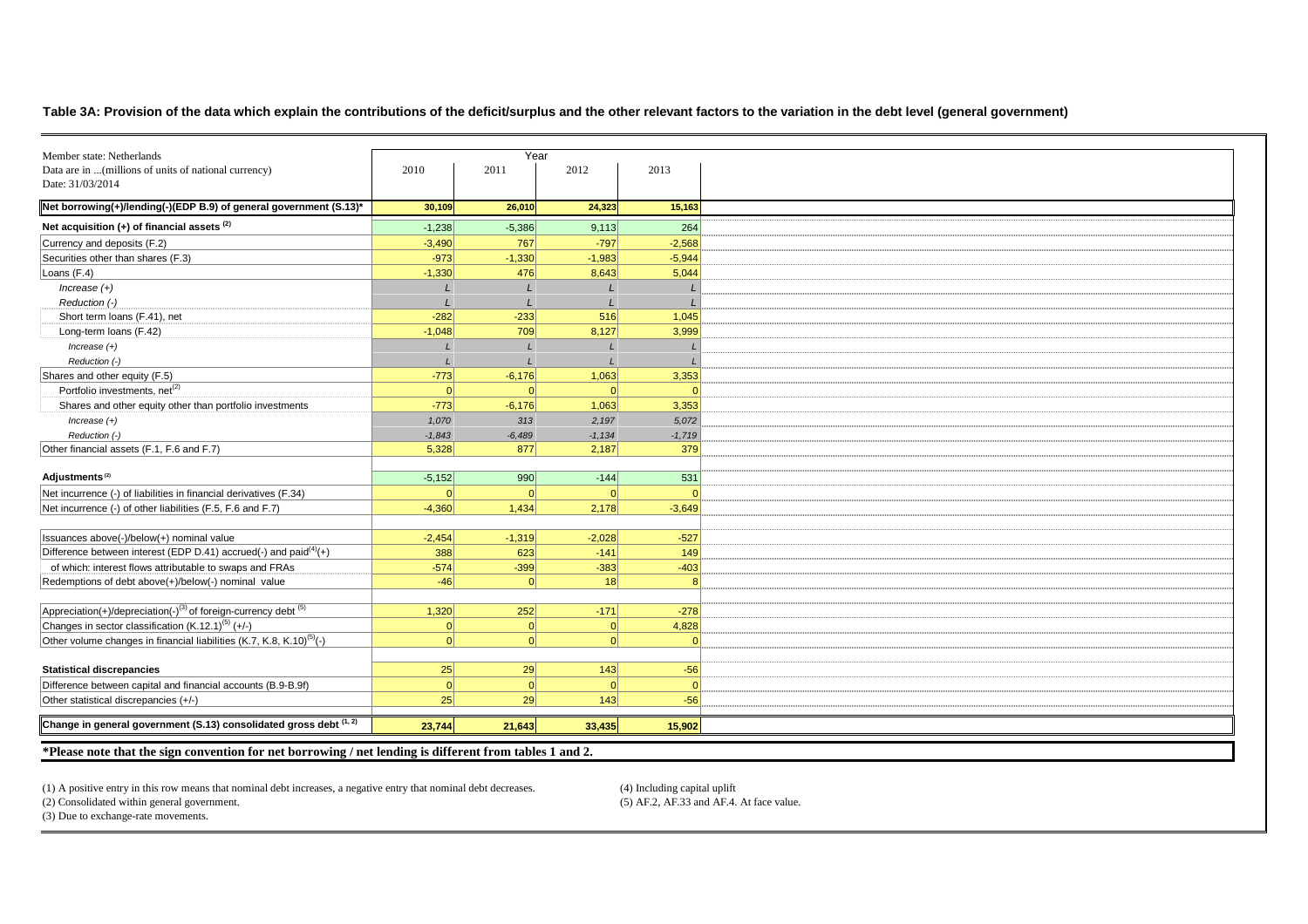**Table 3A: Provision of the data which explain the contributions of the deficit/surplus and the other relevant factors to the variation in the debt level (general government)**

| Member state: Netherlands<br>Data are in ...(millions of units of national currency)<br>Date: 31/03/2014 | Year<br>2010 | 2011 | 2012 | 2013 |
|---|---|---|---|---|
| **Net borrowing(+)/lending(-)(EDP B.9) of general government (S.13)*** | **30,109** | **26,010** | **24,323** | **15,163** |
| **Net acquisition (+) of financial assets (2)** | -1,238 | -5,386 | 9,113 | 264 |
| Currency and deposits (F.2) | -3,490 | 767 | -797 | -2,568 |
| Securities other than shares (F.3) | -973 | -1,330 | -1,983 | -5,944 |
| Loans (F.4) | -1,330 | 476 | 8,643 | 5,044 |
| *Increase (+)* | *L* | *L* | *L* | *L* |
| *Reduction (-)* | *L* | *L* | *L* | *L* |
| Short term loans (F.41), net | -282 | -233 | 516 | 1,045 |
| Long-term loans (F.42) | -1,048 | 709 | 8,127 | 3,999 |
| *Increase (+)* | *L* | *L* | *L* | *L* |
| *Reduction (-)* | *L* | *L* | *L* | *L* |
| Shares and other equity (F.5) | -773 | -6,176 | 1,063 | 3,353 |
| Portfolio investments, net(2) | 0 | 0 | 0 | 0 |
| Shares and other equity other than portfolio investments | -773 | -6,176 | 1,063 | 3,353 |
| *Increase (+)* | *1,070* | *313* | *2,197* | *5,072* |
| *Reduction (-)* | *-1,843* | *-6,489* | *-1,134* | *-1,719* |
| Other financial assets (F.1, F.6 and F.7) | 5,328 | 877 | 2,187 | 379 |
| | | | | |
| **Adjustments (2)** | -5,152 | 990 | -144 | 531 |
| Net incurrence (-) of liabilities in financial derivatives (F.34) | 0 | 0 | 0 | 0 |
| Net incurrence (-) of other liabilities (F.5, F.6 and F.7) | -4,360 | 1,434 | 2,178 | -3,649 |
| | | | | |
| Issuances above(-)/below(+) nominal value | -2,454 | -1,319 | -2,028 | -527 |
| Difference between interest (EDP D.41) accrued(-) and paid(4)(+) | 388 | 623 | -141 | 149 |
| of which: interest flows attributable to swaps and FRAs | -574 | -399 | -383 | -403 |
| Redemptions of debt above(+)/below(-) nominal value | -46 | 0 | 18 | 8 |
| | | | | |
| Appreciation(+)/depreciation(-)(3) of foreign-currency debt (5) | 1,320 | 252 | -171 | -278 |
| Changes in sector classification (K.12.1)(5) (+/-) | 0 | 0 | 0 | 4,828 |
| Other volume changes in financial liabilities (K.7, K.8, K.10)(5)(-) | 0 | 0 | 0 | 0 |
| | | | | |
| **Statistical discrepancies** | 25 | 29 | 143 | -56 |
| Difference between capital and financial accounts (B.9-B.9f) | 0 | 0 | 0 | 0 |
| Other statistical discrepancies (+/-) | 25 | 29 | 143 | -56 |
| | | | | |
| **Change in general government (S.13) consolidated gross debt (1, 2)** | **23,744** | **21,643** | **33,435** | **15,902** |

***Please note that the sign convention for net borrowing / net lending is different from tables 1 and 2.**

(1) A positive entry in this row means that nominal debt increases, a negative entry that nominal debt decreases.
(2) Consolidated within general government.
(3) Due to exchange-rate movements.
(4) Including capital uplift
(5) AF.2, AF.33 and AF.4. At face value.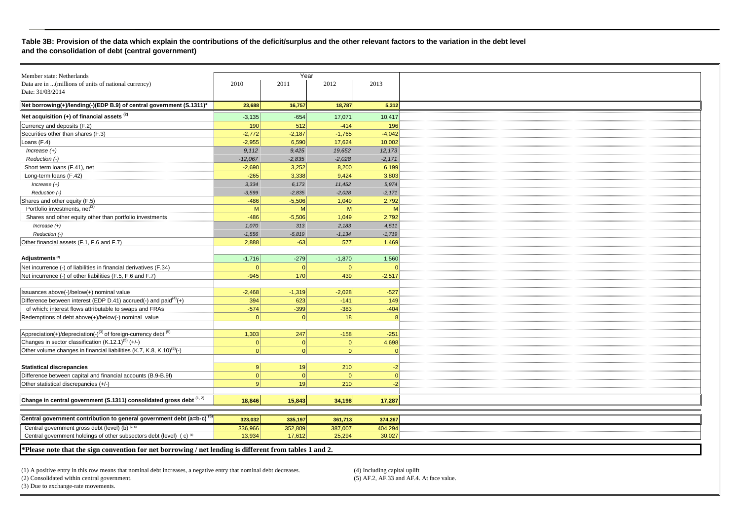**Table 3B: Provision of the data which explain the contributions of the deficit/surplus and the other relevant factors to the variation in the debt level and the consolidation of debt (central government)**

| Member state: Netherlands<br>Data are in ...(millions of units of national currency)<br>Date: 31/03/2014 | Year | | | |
|---|---|---|---|---|
| | 2010 | 2011 | 2012 | 2013 |
| **Net borrowing(+)/lending(-)(EDP B.9) of central government (S.1311)*** | **23,688** | **16,757** | **18,787** | **5,312** |
| **Net acquisition (+) of financial assets [(2)]** | -3,135 | -654 | 17,071 | 10,417 |
| Currency and deposits (F.2) | 190 | 512 | -414 | 196 |
| Securities other than shares (F.3) | -2,772 | -2,187 | -1,765 | -4,042 |
| Loans (F.4) | -2,955 | 6,590 | 17,624 | 10,002 |
| *Increase (+)* | *9,112* | *9,425* | *19,652* | *12,173* |
| *Reduction (-)* | *-12,067* | *-2,835* | *-2,028* | *-2,171* |
| Short term loans (F.41), net | -2,690 | 3,252 | 8,200 | 6,199 |
| Long-term loans (F.42) | -265 | 3,338 | 9,424 | 3,803 |
| *Increase (+)* | *3,334* | *6,173* | *11,452* | *5,974* |
| *Reduction (-)* | *-3,599* | *-2,835* | *-2,028* | *-2,171* |
| Shares and other equity (F.5) | -486 | -5,506 | 1,049 | 2,792 |
| Portfolio investments, net[(2)] | M | M | M | M |
| Shares and other equity other than portfolio investments | -486 | -5,506 | 1,049 | 2,792 |
| *Increase (+)* | *1,070* | *313* | *2,183* | *4,511* |
| *Reduction (-)* | *-1,556* | *-5,819* | *-1,134* | *-1,719* |
| Other financial assets (F.1, F.6 and F.7) | 2,888 | -63 | 577 | 1,469 |
| | | | | |
| **Adjustments [(2)]** | -1,716 | -279 | -1,870 | 1,560 |
| Net incurrence (-) of liabilities in financial derivatives (F.34) | 0 | 0 | 0 | 0 |
| Net incurrence (-) of other liabilities (F.5, F.6 and F.7) | -945 | 170 | 439 | -2,517 |
| | | | | |
| Issuances above(-)/below(+) nominal value | -2,468 | -1,319 | -2,028 | -527 |
| Difference between interest (EDP D.41) accrued(-) and paid[(4)](+) | 394 | 623 | -141 | 149 |
| of which: interest flows attributable to swaps and FRAs | -574 | -399 | -383 | -404 |
| Redemptions of debt above(+)/below(-) nominal value | 0 | 0 | 18 | 8 |
| | | | | |
| Appreciation(+)/depreciation(-)[(3)] of foreign-currency debt [(5)] | 1,303 | 247 | -158 | -251 |
| Changes in sector classification (K.12.1)[(5)] (+/-) | 0 | 0 | 0 | 4,698 |
| Other volume changes in financial liabilities (K.7, K.8, K.10)[(5)](-) | 0 | 0 | 0 | 0 |
| | | | | |
| **Statistical discrepancies** | 9 | 19 | 210 | -2 |
| Difference between capital and financial accounts (B.9-B.9f) | 0 | 0 | 0 | 0 |
| Other statistical discrepancies (+/-) | 9 | 19 | 210 | -2 |
| | | | | |
| **Change in central government (S.1311) consolidated gross debt [(1, 2)]** | **18,846** | **15,843** | **34,198** | **17,287** |
| | | | | |
| **Central government contribution to general government debt (a=b-c) [(5)]** | **323,032** | **335,197** | **361,713** | **374,267** |
| Central government gross debt (level) (b) [(2, 5)] | 336,966 | 352,809 | 387,007 | 404,294 |
| Central government holdings of other subsectors debt (level) ( c) [(5)] | 13,934 | 17,612 | 25,294 | 30,027 |

**\*Please note that the sign convention for net borrowing / net lending is different from tables 1 and 2.**

(1) A positive entry in this row means that nominal debt increases, a negative entry that nominal debt decreases.
(2) Consolidated within central government.
(3) Due to exchange-rate movements.
(4) Including capital uplift
(5) AF.2, AF.33 and AF.4. At face value.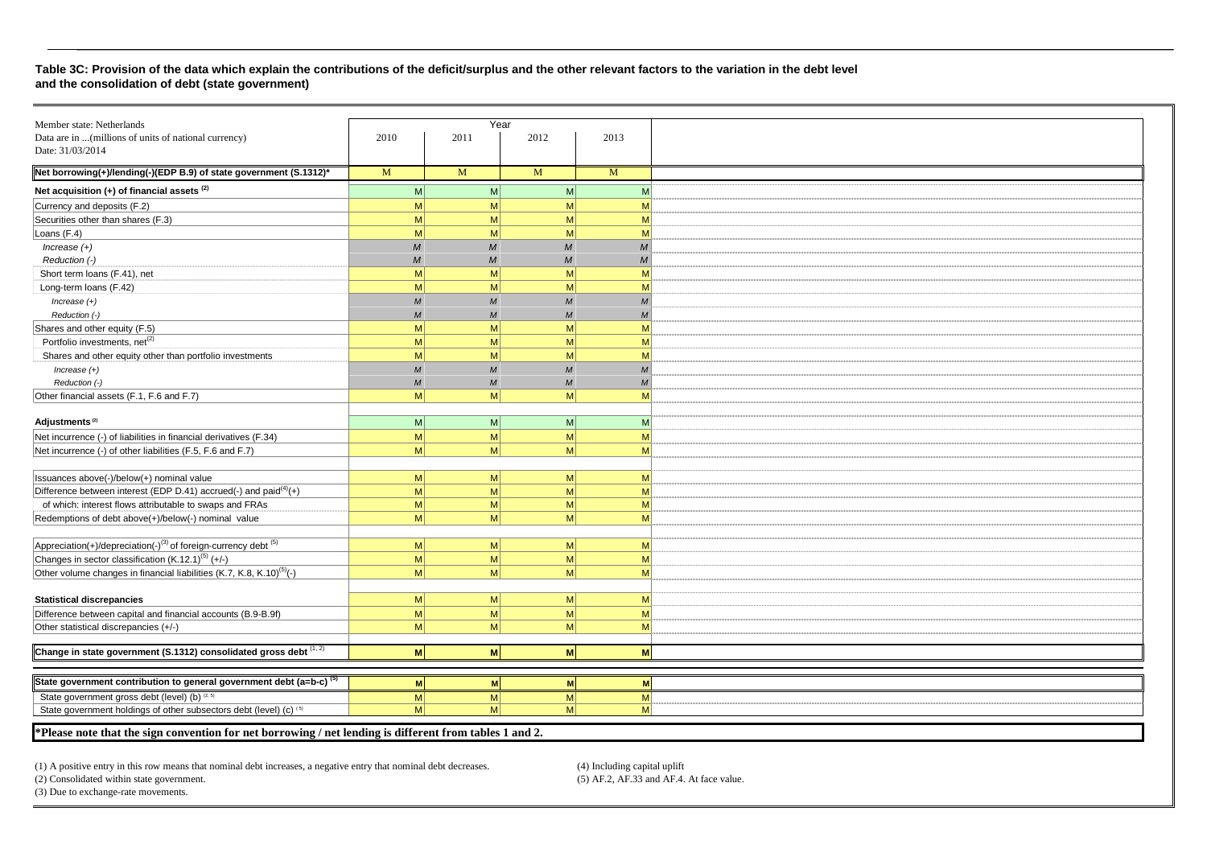**Table 3C: Provision of the data which explain the contributions of the deficit/surplus and the other relevant factors to the variation in the debt level and the consolidation of debt (state government)**

| Member state: Netherlands<br>Data are in ...(millions of units of national currency)<br>Date: 31/03/2014 | Year 2010 | 2011 | 2012 | 2013 | |
|---|---|---|---|---|---|
| **Net borrowing(+)/lending(-)(EDP B.9) of state government (S.1312)*** | M | M | M | M | |
| **Net acquisition (+) of financial assets (2)** | M | M | M | M | |
| Currency and deposits (F.2) | M | M | M | M | |
| Securities other than shares (F.3) | M | M | M | M | |
| Loans (F.4) | M | M | M | M | |
| *Increase (+)* | *M* | *M* | *M* | *M* | |
| *Reduction (-)* | *M* | *M* | *M* | *M* | |
| Short term loans (F.41), net | M | M | M | M | |
| Long-term loans (F.42) | M | M | M | M | |
| *Increase (+)* | *M* | *M* | *M* | *M* | |
| *Reduction (-)* | *M* | *M* | *M* | *M* | |
| Shares and other equity (F.5) | M | M | M | M | |
| Portfolio investments, net(2) | M | M | M | M | |
| Shares and other equity other than portfolio investments | M | M | M | M | |
| *Increase (+)* | *M* | *M* | *M* | *M* | |
| *Reduction (-)* | *M* | *M* | *M* | *M* | |
| Other financial assets (F.1, F.6 and F.7) | M | M | M | M | |
| | | | | | |
| **Adjustments (2)** | M | M | M | M | |
| Net incurrence (-) of liabilities in financial derivatives (F.34) | M | M | M | M | |
| Net incurrence (-) of other liabilities (F.5, F.6 and F.7) | M | M | M | M | |
| | | | | | |
| Issuances above(-)/below(+) nominal value | M | M | M | M | |
| Difference between interest (EDP D.41) accrued(-) and paid(4)(+) | M | M | M | M | |
| of which: interest flows attributable to swaps and FRAs | M | M | M | M | |
| Redemptions of debt above(+)/below(-) nominal value | M | M | M | M | |
| | | | | | |
| Appreciation(+)/depreciation(-)(3) of foreign-currency debt (5) | M | M | M | M | |
| Changes in sector classification (K.12.1)(5) (+/-) | M | M | M | M | |
| Other volume changes in financial liabilities (K.7, K.8, K.10)(5)(-) | M | M | M | M | |
| | | | | | |
| **Statistical discrepancies** | M | M | M | M | |
| Difference between capital and financial accounts (B.9-B.9f) | M | M | M | M | |
| Other statistical discrepancies (+/-) | M | M | M | M | |
| | | | | | |
| **Change in state government (S.1312) consolidated gross debt (1, 2)** | **M** | **M** | **M** | **M** | |
| | | | | | |
| **State government contribution to general government debt (a=b-c) (5)** | **M** | **M** | **M** | **M** | |
| State government gross debt (level) (b) (2, 5) | M | M | M | M | |
| State government holdings of other subsectors debt (level) (c) (5) | M | M | M | M | |

**\*Please note that the sign convention for net borrowing / net lending is different from tables 1 and 2.**

(1) A positive entry in this row means that nominal debt increases, a negative entry that nominal debt decreases.
(2) Consolidated within state government.
(3) Due to exchange-rate movements.
(4) Including capital uplift
(5) AF.2, AF.33 and AF.4. At face value.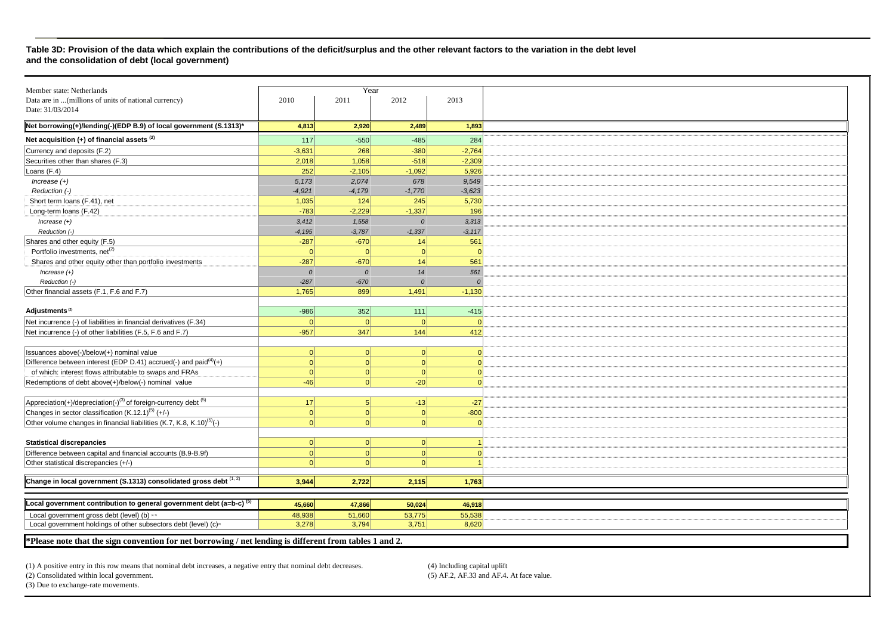**Table 3D: Provision of the data which explain the contributions of the deficit/surplus and the other relevant factors to the variation in the debt level and the consolidation of debt (local government)**

| Member state: Netherlands<br>Data are in ...(millions of units of national currency)<br>Date: 31/03/2014 | Year<br>2010 | 2011 | 2012 | 2013 |
|---|---|---|---|---|
| **Net borrowing(+)/lending(-)(EDP B.9) of local government (S.1313)*** | **4,813** | **2,920** | **2,489** | **1,893** |
| **Net acquisition (+) of financial assets (2)** | 117 | -550 | -485 | 284 |
| Currency and deposits (F.2) | -3,631 | 268 | -380 | -2,764 |
| Securities other than shares (F.3) | 2,018 | 1,058 | -518 | -2,309 |
| Loans (F.4) | 252 | -2,105 | -1,092 | 5,926 |
| *Increase (+)* | *5,173* | *2,074* | *678* | *9,549* |
| *Reduction (-)* | *-4,921* | *-4,179* | *-1,770* | *-3,623* |
| Short term loans (F.41), net | 1,035 | 124 | 245 | 5,730 |
| Long-term loans (F.42) | -783 | -2,229 | -1,337 | 196 |
| *Increase (+)* | *3,412* | *1,558* | *0* | *3,313* |
| *Reduction (-)* | *-4,195* | *-3,787* | *-1,337* | *-3,117* |
| Shares and other equity (F.5) | -287 | -670 | 14 | 561 |
| Portfolio investments, net(2) | 0 | 0 | 0 | 0 |
| Shares and other equity other than portfolio investments | -287 | -670 | 14 | 561 |
| *Increase (+)* | *0* | *0* | *14* | *561* |
| *Reduction (-)* | *-287* | *-670* | *0* | *0* |
| Other financial assets (F.1, F.6 and F.7) | 1,765 | 899 | 1,491 | -1,130 |
| | | | | |
| **Adjustments (2)** | -986 | 352 | 111 | -415 |
| Net incurrence (-) of liabilities in financial derivatives (F.34) | 0 | 0 | 0 | 0 |
| Net incurrence (-) of other liabilities (F.5, F.6 and F.7) | -957 | 347 | 144 | 412 |
| | | | | |
| Issuances above(-)/below(+) nominal value | 0 | 0 | 0 | 0 |
| Difference between interest (EDP D.41) accrued(-) and paid(4)(+) | 0 | 0 | 0 | 0 |
| of which: interest flows attributable to swaps and FRAs | 0 | 0 | 0 | 0 |
| Redemptions of debt above(+)/below(-) nominal value | -46 | 0 | -20 | 0 |
| | | | | |
| Appreciation(+)/depreciation(-)(3) of foreign-currency debt (5) | 17 | 5 | -13 | -27 |
| Changes in sector classification (K.12.1)(5) (+/-) | 0 | 0 | 0 | -800 |
| Other volume changes in financial liabilities (K.7, K.8, K.10)(5)(-) | 0 | 0 | 0 | 0 |
| | | | | |
| **Statistical discrepancies** | 0 | 0 | 0 | 1 |
| Difference between capital and financial accounts (B.9-B.9f) | 0 | 0 | 0 | 0 |
| Other statistical discrepancies (+/-) | 0 | 0 | 0 | 1 |
| | | | | |
| **Change in local government (S.1313) consolidated gross debt (1, 2)** | **3,944** | **2,722** | **2,115** | **1,763** |
| | | | | |
| **Local government contribution to general government debt (a=b-c) (5)** | **45,660** | **47,866** | **50,024** | **46,918** |
| Local government gross debt (level) (b) (2, 5) | 48,938 | 51,660 | 53,775 | 55,538 |
| Local government holdings of other subsectors debt (level) (c)(5) | 3,278 | 3,794 | 3,751 | 8,620 |

**\*Please note that the sign convention for net borrowing / net lending is different from tables 1 and 2.**

(1) A positive entry in this row means that nominal debt increases, a negative entry that nominal debt decreases.
(2) Consolidated within local government.
(3) Due to exchange-rate movements.
(4) Including capital uplift
(5) AF.2, AF.33 and AF.4. At face value.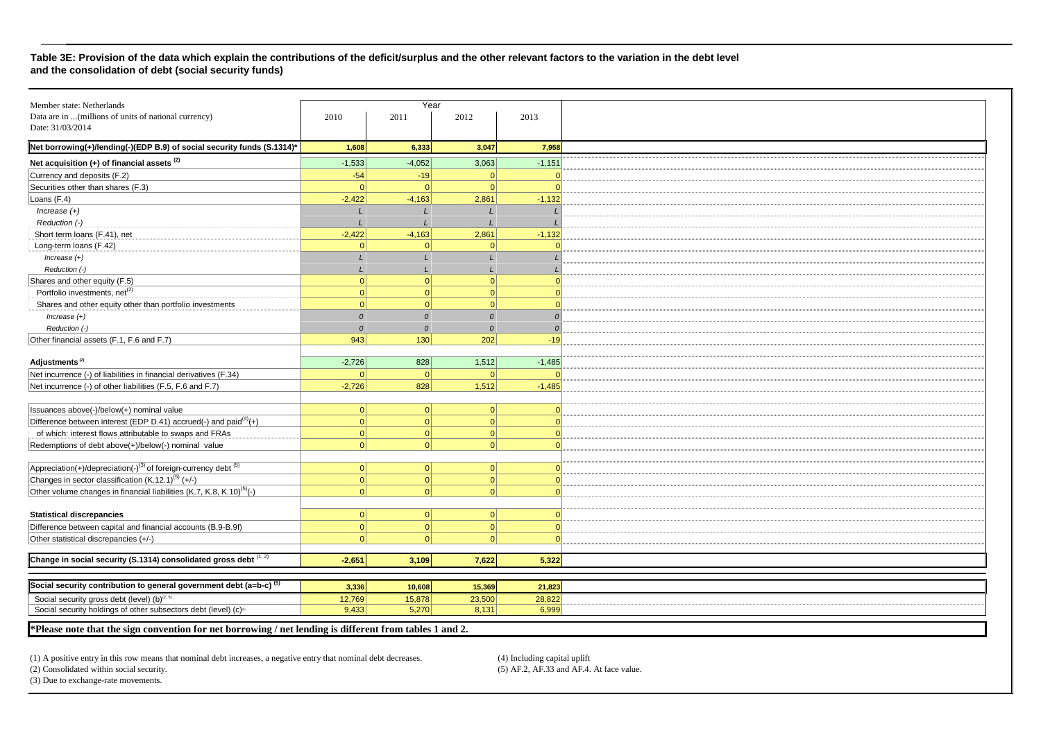**Table 3E: Provision of the data which explain the contributions of the deficit/surplus and the other relevant factors to the variation in the debt level and the consolidation of debt (social security funds)**

| Member state: Netherlands<br>Data are in ...(millions of units of national currency)<br>Date: 31/03/2014 | Year<br>2010 | 2011 | 2012 | 2013 |
|---|---|---|---|---|
| **Net borrowing(+)/lending(-)(EDP B.9) of social security funds (S.1314)*** | **1,608** | **6,333** | **3,047** | **7,958** |
| **Net acquisition (+) of financial assets (2)** | -1,533 | -4,052 | 3,063 | -1,151 |
| Currency and deposits (F.2) | -54 | -19 | 0 | 0 |
| Securities other than shares (F.3) | 0 | 0 | 0 | 0 |
| Loans (F.4) | -2,422 | -4,163 | 2,861 | -1,132 |
| *Increase (+)* | *L* | *L* | *L* | *L* |
| *Reduction (-)* | *L* | *L* | *L* | *L* |
| Short term loans (F.41), net | -2,422 | -4,163 | 2,861 | -1,132 |
| Long-term loans (F.42) | 0 | 0 | 0 | 0 |
| *Increase (+)* | *L* | *L* | *L* | *L* |
| *Reduction (-)* | *L* | *L* | *L* | *L* |
| Shares and other equity (F.5) | 0 | 0 | 0 | 0 |
| Portfolio investments, net(2) | 0 | 0 | 0 | 0 |
| Shares and other equity other than portfolio investments | 0 | 0 | 0 | 0 |
| *Increase (+)* | *0* | *0* | *0* | *0* |
| *Reduction (-)* | *0* | *0* | *0* | *0* |
| Other financial assets (F.1, F.6 and F.7) | 943 | 130 | 202 | -19 |
| | | | | |
| **Adjustments (2)** | -2,726 | 828 | 1,512 | -1,485 |
| Net incurrence (-) of liabilities in financial derivatives (F.34) | 0 | 0 | 0 | 0 |
| Net incurrence (-) of other liabilities (F.5, F.6 and F.7) | -2,726 | 828 | 1,512 | -1,485 |
| | | | | |
| Issuances above(-)/below(+) nominal value | 0 | 0 | 0 | 0 |
| Difference between interest (EDP D.41) accrued(-) and paid(4)(+) | 0 | 0 | 0 | 0 |
| of which: interest flows attributable to swaps and FRAs | 0 | 0 | 0 | 0 |
| Redemptions of debt above(+)/below(-) nominal value | 0 | 0 | 0 | 0 |
| | | | | |
| Appreciation(+)/depreciation(-)(3) of foreign-currency debt (5) | 0 | 0 | 0 | 0 |
| Changes in sector classification (K.12.1)(5) (+/-) | 0 | 0 | 0 | 0 |
| Other volume changes in financial liabilities (K.7, K.8, K.10)(5)(-) | 0 | 0 | 0 | 0 |
| | | | | |
| **Statistical discrepancies** | 0 | 0 | 0 | 0 |
| Difference between capital and financial accounts (B.9-B.9f) | 0 | 0 | 0 | 0 |
| Other statistical discrepancies (+/-) | 0 | 0 | 0 | 0 |
| | | | | |
| **Change in social security (S.1314) consolidated gross debt (1, 2)** | **-2,651** | **3,109** | **7,622** | **5,322** |
| | | | | |
| **Social security contribution to general government debt (a=b-c) (5)** | **3,336** | **10,608** | **15,369** | **21,823** |
| Social security gross debt (level) (b)(2, 5) | 12,769 | 15,878 | 23,500 | 28,822 |
| Social security holdings of other subsectors debt (level) (c)(5) | 9,433 | 5,270 | 8,131 | 6,999 |

**\*Please note that the sign convention for net borrowing / net lending is different from tables 1 and 2.**

(1) A positive entry in this row means that nominal debt increases, a negative entry that nominal debt decreases.
(2) Consolidated within social security.
(3) Due to exchange-rate movements.
(4) Including capital uplift
(5) AF.2, AF.33 and AF.4. At face value.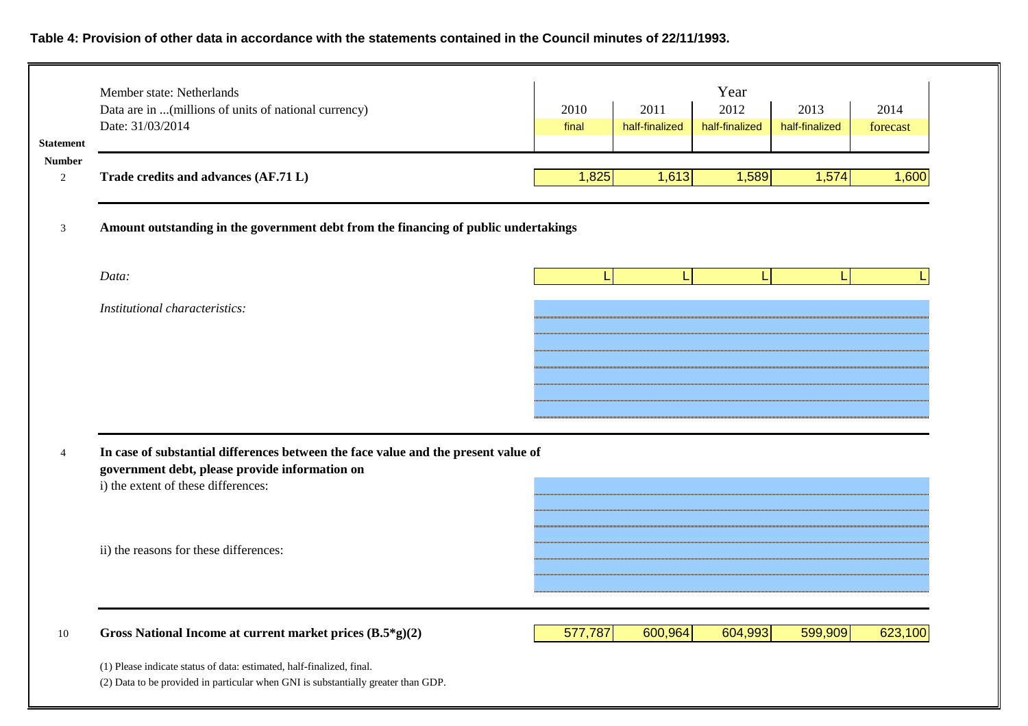**Table 4: Provision of other data in accordance with the statements contained in the Council minutes of 22/11/1993.**

| Statement Number | Member state: Netherlands<br>Data are in ...(millions of units of national currency)<br>Date: 31/03/2014 | 2010<br>final | 2011<br>half-finalized | 2012<br>half-finalized | 2013<br>half-finalized | 2014<br>forecast |
|---|---|---|---|---|---|---|
| 2 | **Trade credits and advances (AF.71 L)** | 1,825 | 1,613 | 1,589 | 1,574 | 1,600 |
| 3 | **Amount outstanding in the government debt from the financing of public undertakings** | | | | | |
| | *Data:* | L | L | L | L | L |
| | *Institutional characteristics:* | | | | | |
| 4 | **In case of substantial differences between the face value and the present value of government debt, please provide information on** | | | | | |
| | i) the extent of these differences: | | | | | |
| | ii) the reasons for these differences: | | | | | |
| 10 | **Gross National Income at current market prices (B.5*g)(2)** | 577,787 | 600,964 | 604,993 | 599,909 | 623,100 |

(1) Please indicate status of data: estimated, half-finalized, final.

(2) Data to be provided in particular when GNI is substantially greater than GDP.